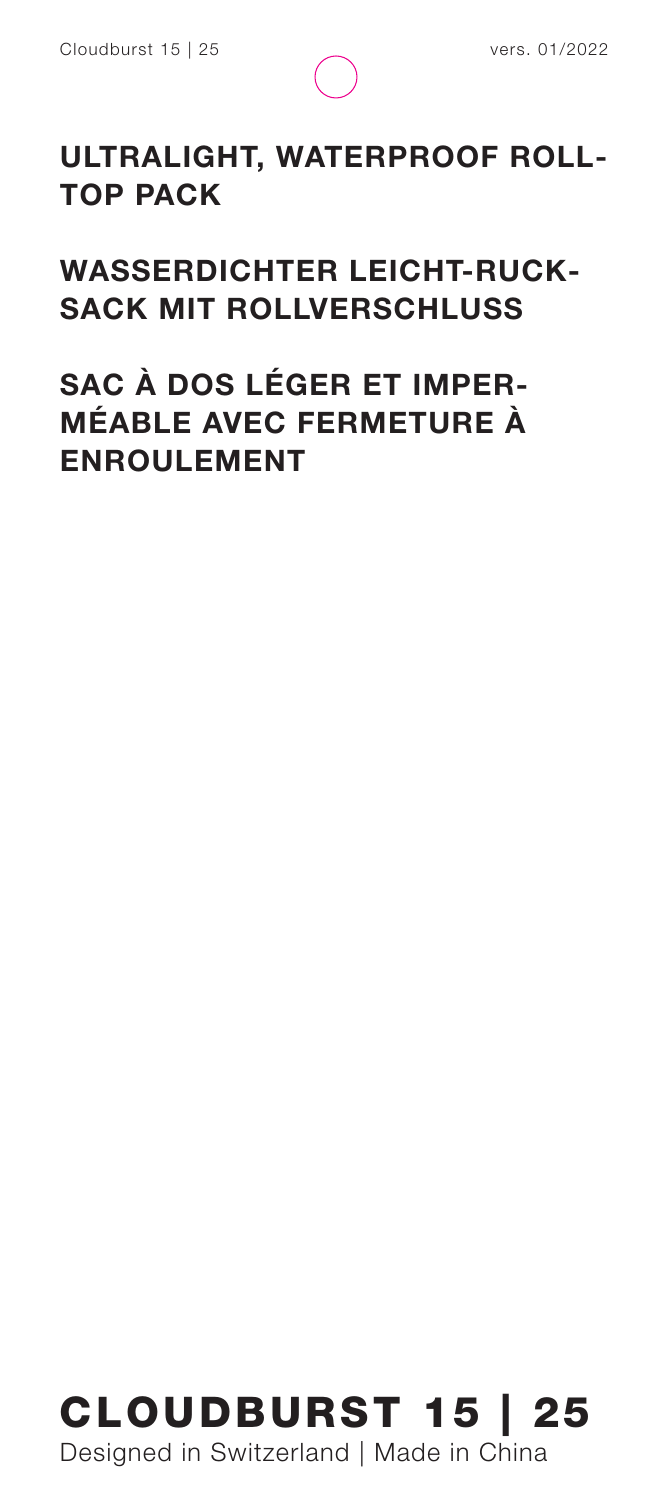# ULTRALIGHT, WATERPROOF ROLL-TOP PACK

# WASSERDICHTER LEICHT-RUCKSACK MIT ROLLVERSCHLUSS

# SAC À DOS LÉGER ET IMPERMÉABLE AVEC FERMETURE À ENROULEMENT

# CLOUDBURST 15 | 25

Designed in Switzerland | Made in China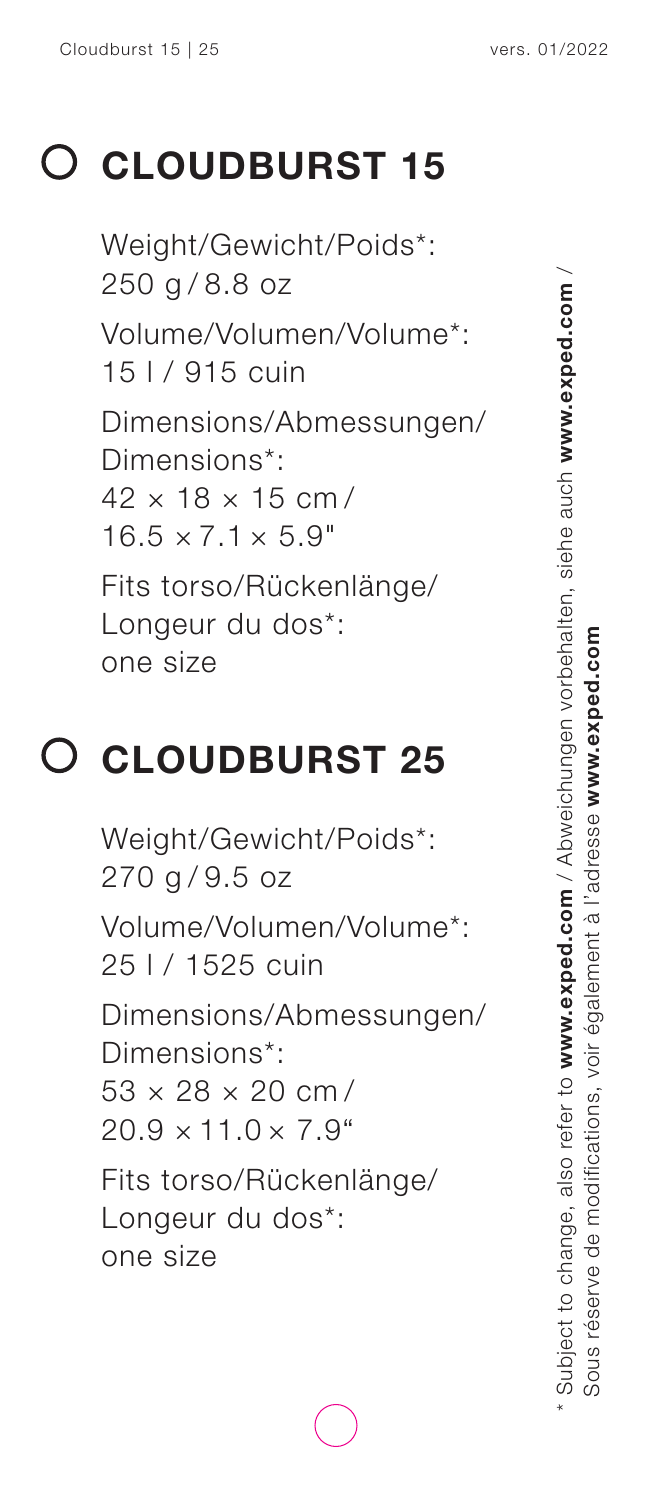# CLOUDBURST 15

Weight/Gewicht/Poids*:
250 g / 8.8 oz

Volume/Volumen/Volume*:
15 l / 915 cuin

Dimensions/Abmessungen/
Dimensions*:
42 × 18 × 15 cm /
16.5 × 7.1 × 5.9"

Fits torso/Rückenlänge/
Longeur du dos*:
one size

# CLOUDBURST 25

Weight/Gewicht/Poids*:
270 g / 9.5 oz

Volume/Volumen/Volume*:
25 l / 1525 cuin

Dimensions/Abmessungen/
Dimensions*:
53 × 28 × 20 cm /
20.9 × 11.0 × 7.9"

Fits torso/Rückenlänge/
Longeur du dos*:
one size

* Subject to change, also refer to **www.exped.com** / Abweichungen vorbehalten, siehe auch **www.exped.com** / Sous réserve de modifications, voir également à l'adresse **www.exped.com**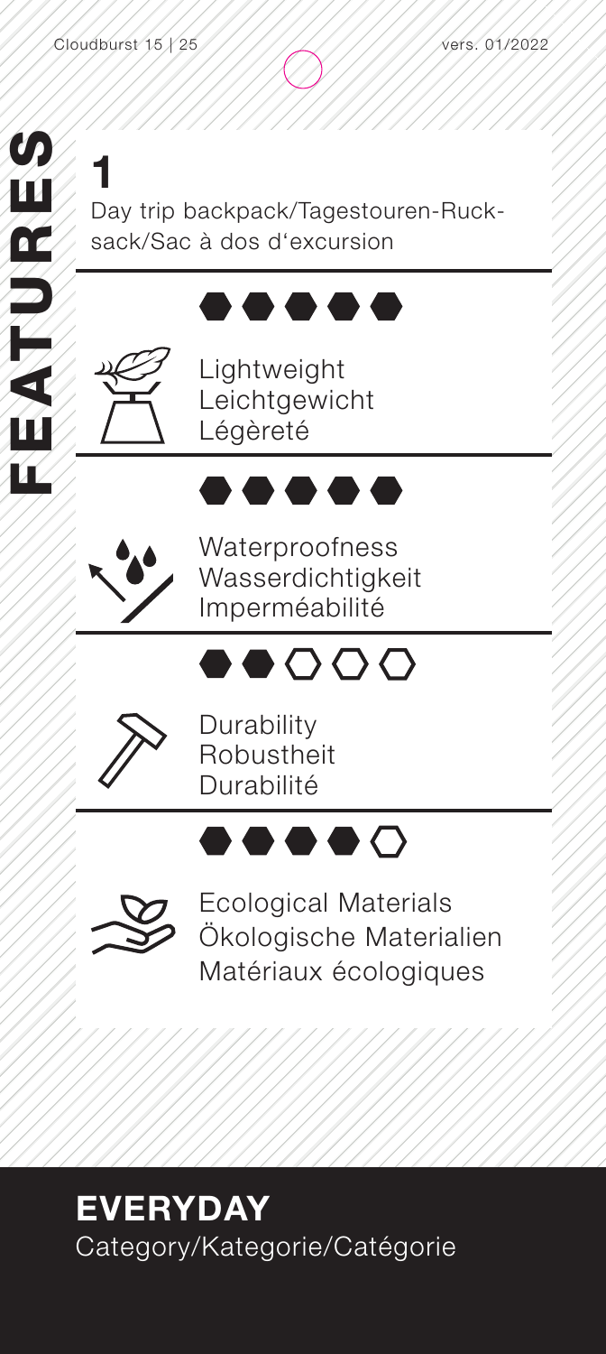# FEATURES

## 1

Day trip backpack/Tagestouren-Rucksack/Sac à dos d'excursion

●●●●●

Lightweight
Leichtgewicht
Légèreté

●●●●●

Waterproofness
Wasserdichtigkeit
Imperméabilité

●●○○○

Durability
Robustheit
Durabilité

●●●●○

Ecological Materials
Ökologische Materialien
Matériaux écologiques

## EVERYDAY

Category/Kategorie/Catégorie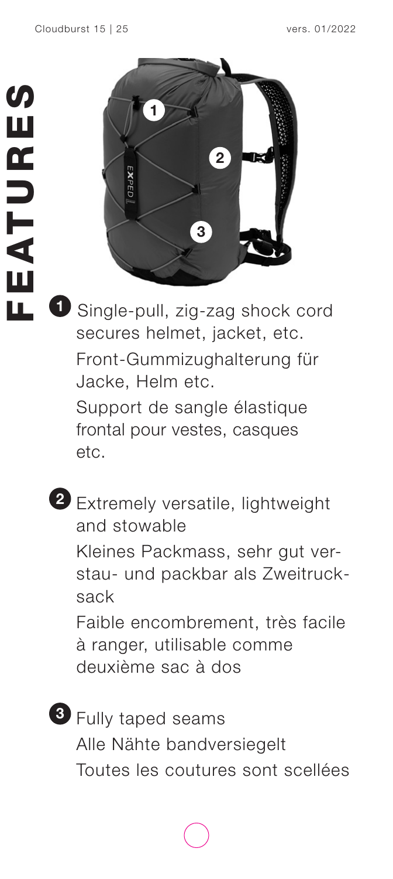# FEATURES

1. Single-pull, zig-zag shock cord secures helmet, jacket, etc.
   Front-Gummizughalterung für Jacke, Helm etc.
   Support de sangle élastique frontal pour vestes, casques etc.

2. Extremely versatile, lightweight and stowable
   Kleines Packmass, sehr gut verstau- und packbar als Zweitrucksack
   Faible encombrement, très facile à ranger, utilisable comme deuxième sac à dos

3. Fully taped seams
   Alle Nähte bandversiegelt
   Toutes les coutures sont scellées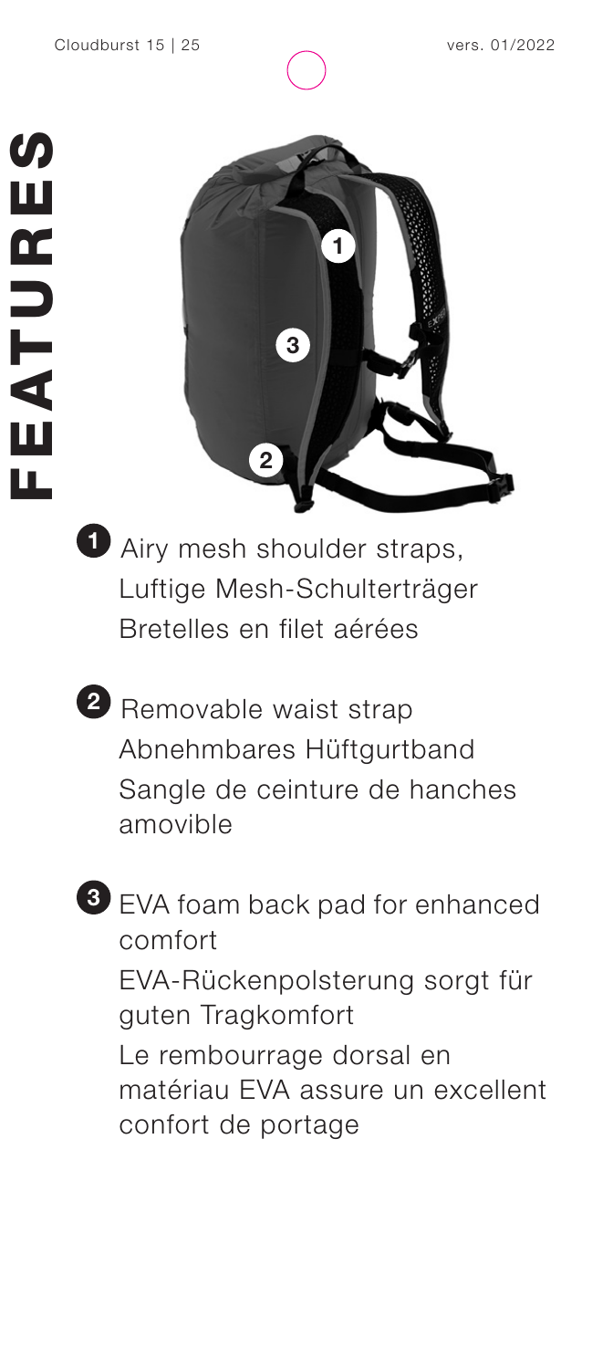# FEATURES

1. Airy mesh shoulder straps,
   Luftige Mesh-Schulterträger
   Bretelles en filet aérées

2. Removable waist strap
   Abnehmbares Hüftgurtband
   Sangle de ceinture de hanches amovible

3. EVA foam back pad for enhanced comfort
   EVA-Rückenpolsterung sorgt für guten Tragkomfort
   Le rembourrage dorsal en matériau EVA assure un excellent confort de portage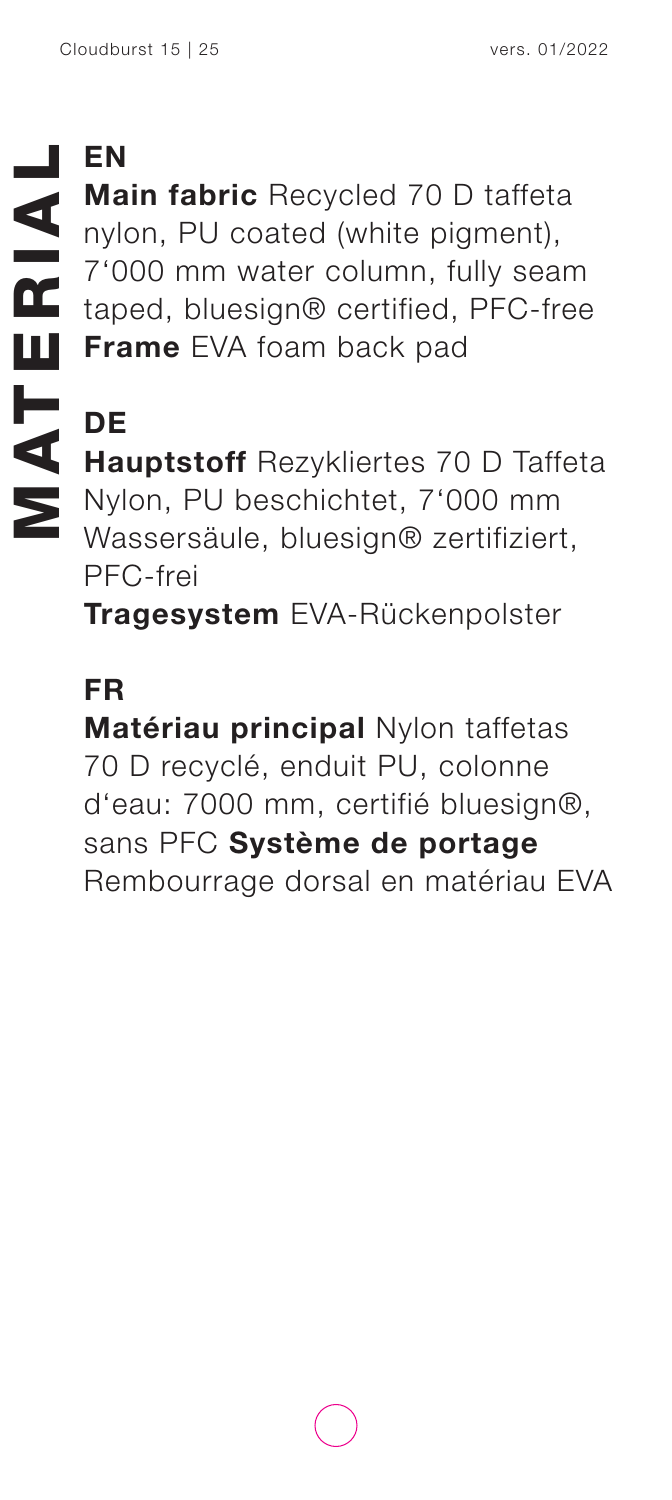# MATERIAL

## EN

**Main fabric** Recycled 70 D taffeta nylon, PU coated (white pigment), 7'000 mm water column, fully seam taped, bluesign® certified, PFC-free
**Frame** EVA foam back pad

## DE

**Hauptstoff** Rezykliertes 70 D Taffeta Nylon, PU beschichtet, 7'000 mm Wassersäule, bluesign® zertifiziert, PFC-frei
**Tragesystem** EVA-Rückenpolster

## FR

**Matériau principal** Nylon taffetas 70 D recyclé, enduit PU, colonne d'eau: 7000 mm, certifié bluesign®, sans PFC **Système de portage** Rembourrage dorsal en matériau EVA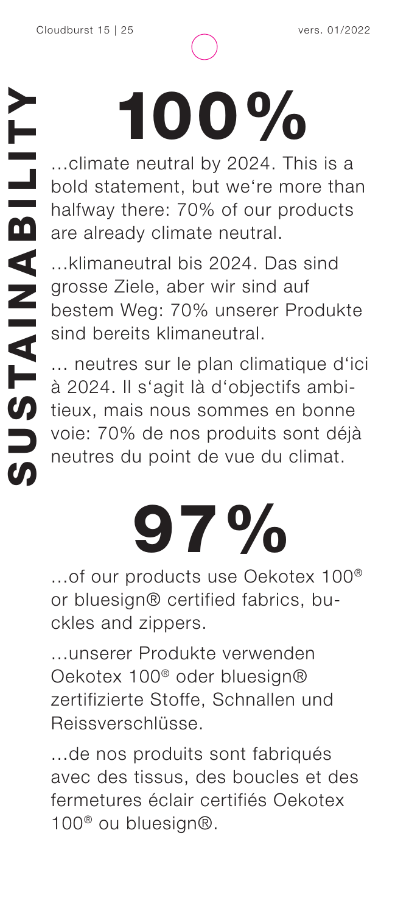# SUSTAINABILITY

## 100%

...climate neutral by 2024. This is a bold statement, but we're more than halfway there: 70% of our products are already climate neutral.

...klimaneutral bis 2024. Das sind grosse Ziele, aber wir sind auf bestem Weg: 70% unserer Produkte sind bereits klimaneutral.

... neutres sur le plan climatique d'ici à 2024. Il s'agit là d'objectifs ambitieux, mais nous sommes en bonne voie: 70% de nos produits sont déjà neutres du point de vue du climat.

## 97%

...of our products use Oekotex 100® or bluesign® certified fabrics, buckles and zippers.

...unserer Produkte verwenden Oekotex 100® oder bluesign® zertifizierte Stoffe, Schnallen und Reissverschlüsse.

...de nos produits sont fabriqués avec des tissus, des boucles et des fermetures éclair certifiés Oekotex 100® ou bluesign®.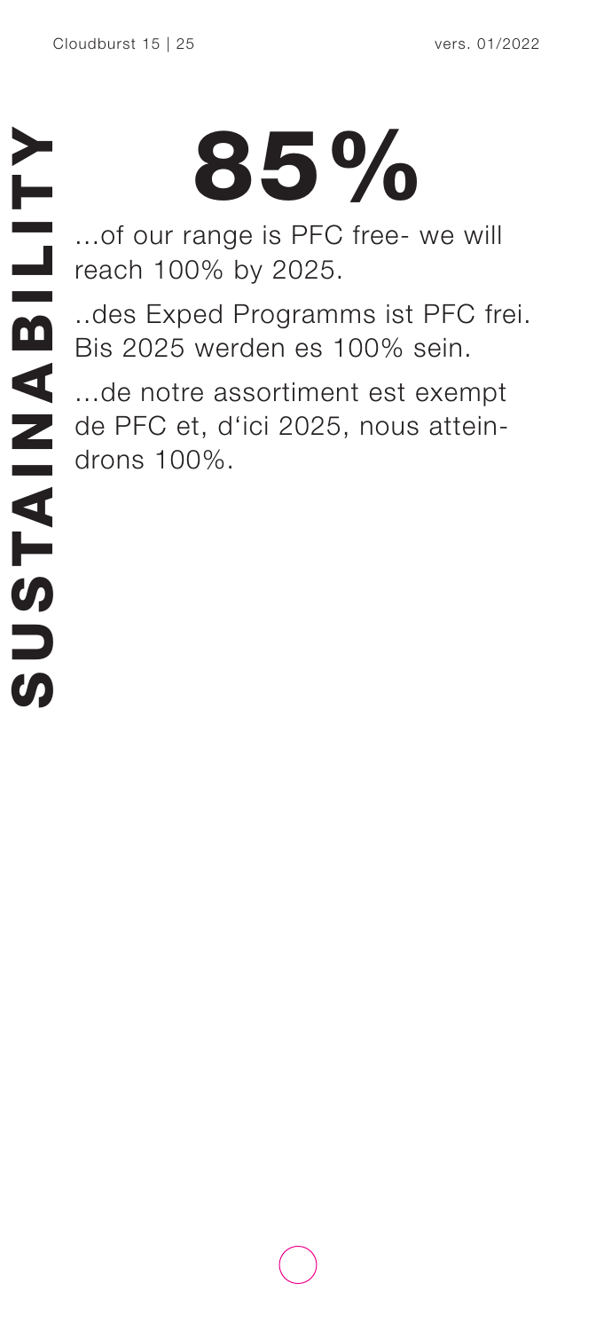# SUSTAINABILITY

# 85%

…of our range is PFC free- we will reach 100% by 2025.

..des Exped Programms ist PFC frei. Bis 2025 werden es 100% sein.

…de notre assortiment est exempt de PFC et, d'ici 2025, nous atteindrons 100%.